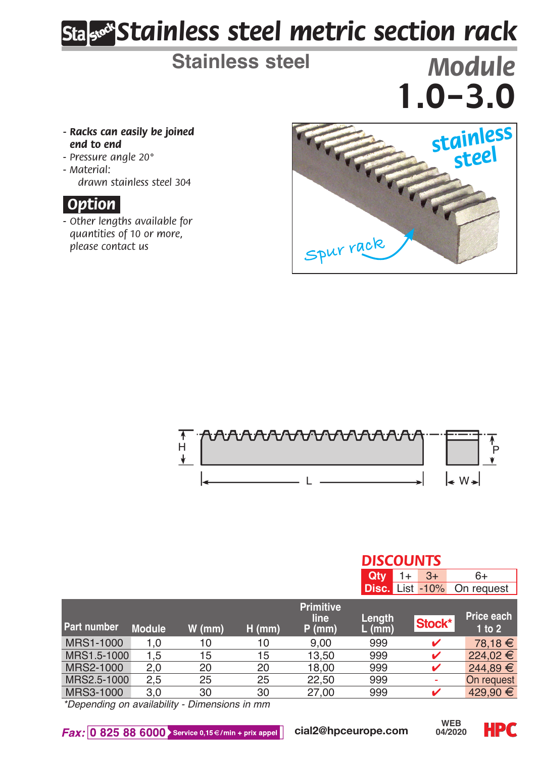# Stainless steel metric section rack

## Stainless steel

**Module 1.0–3.0**

- ***Racks can easily be joined end to end***
- *Pressure angle 20°*
- *Material:*
  *drawn stainless steel 304*

### Option

- *Other lengths available for quantities of 10 or more, please contact us*

**DISCOUNTS**

| Qty | 1+ | 3+ | 6+ |
|---|---|---|---|
| Disc. | List | -10% | On request |

| Part number | Module | W (mm) | H (mm) | Primitive line P (mm) | Length L (mm) | Stock* | Price each 1 to 2 |
|---|---|---|---|---|---|---|---|
| MRS1-1000 | 1,0 | 10 | 10 | 9,00 | 999 | ✔ | 78,18 € |
| MRS1.5-1000 | 1,5 | 15 | 15 | 13,50 | 999 | ✔ | 224,02 € |
| MRS2-1000 | 2,0 | 20 | 20 | 18,00 | 999 | ✔ | 244,89 € |
| MRS2.5-1000 | 2,5 | 25 | 25 | 22,50 | 999 | - | On request |
| MRS3-1000 | 3,0 | 30 | 30 | 27,00 | 999 | ✔ | 429,90 € |

*\*Depending on availability - Dimensions in mm*

**Fax: 0 825 88 6000** Service 0,15 €/min + prix appel  **cial2@hpceurope.com**  WEB 04/2020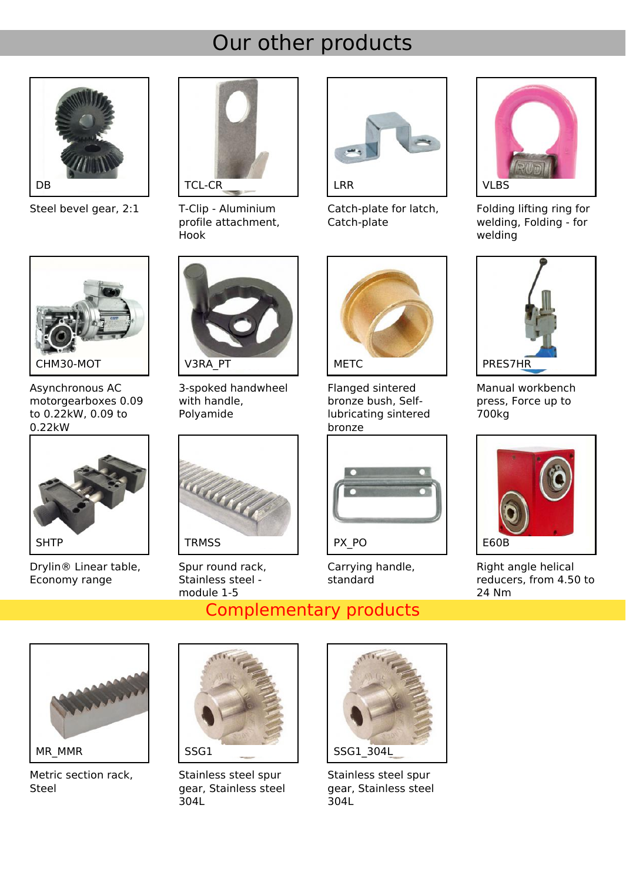# Our other products

DB

Steel bevel gear, 2:1

TCL-CR

T-Clip - Aluminium profile attachment, Hook

LRR

Catch-plate for latch, Catch-plate

VLBS

Folding lifting ring for welding, Folding - for welding

CHM30-MOT

Asynchronous AC motorgearboxes 0.09 to 0.22kW, 0.09 to 0.22kW

V3RA_PT

3-spoked handwheel with handle, Polyamide

METC

Flanged sintered bronze bush, Self-lubricating sintered bronze

PRES7HR

Manual workbench press, Force up to 700kg

SHTP

Drylin® Linear table, Economy range

TRMSS

Spur round rack, Stainless steel - module 1-5

PX_PO

Carrying handle, standard

E60B

Right angle helical reducers, from 4.50 to 24 Nm

# Complementary products

MR_MMR

Metric section rack, Steel

SSG1

Stainless steel spur gear, Stainless steel 304L

SSG1_304L

Stainless steel spur gear, Stainless steel 304L